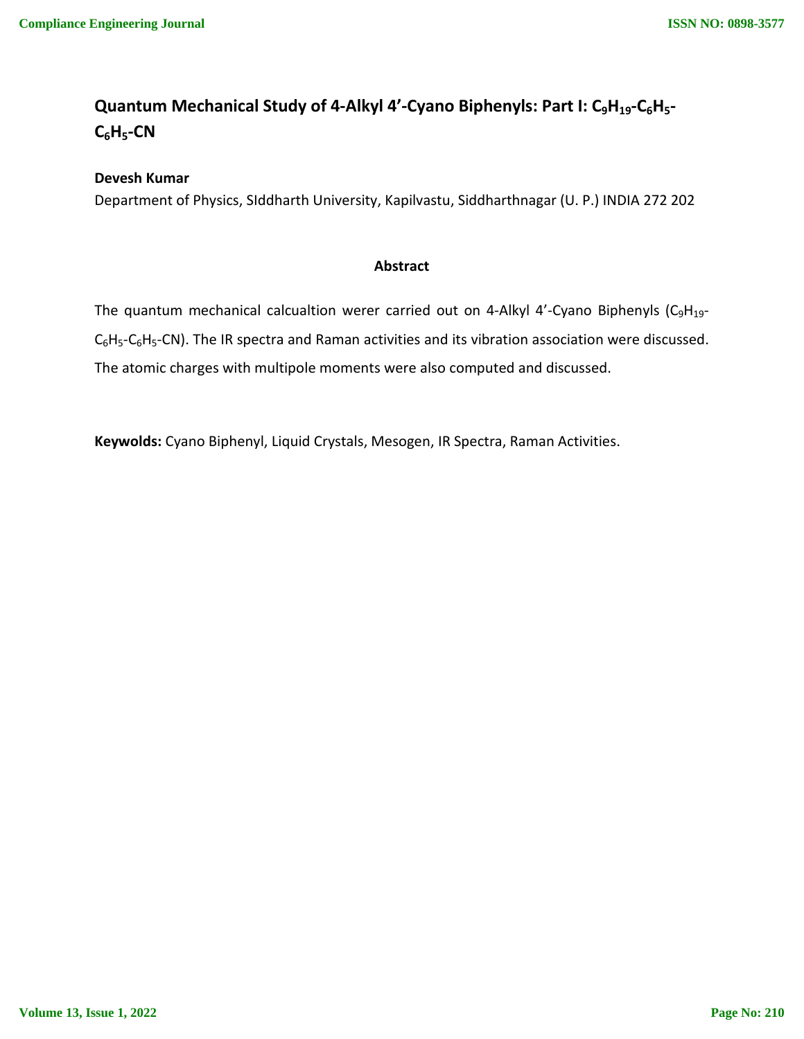# Quantum Mechanical Study of 4-Alkyl 4'-Cyano Biphenyls: Part I: $C_9H_{19}$-$C_6H_5$-$C_6H_5$-CN

**Devesh Kumar**

Department of Physics, SIddharth University, Kapilvastu, Siddharthnagar (U. P.) INDIA 272 202

## Abstract

The quantum mechanical calcualtion werer carried out on 4-Alkyl 4'-Cyano Biphenyls ($C_9H_{19}$-$C_6H_5$-$C_6H_5$-CN). The IR spectra and Raman activities and its vibration association were discussed. The atomic charges with multipole moments were also computed and discussed.

**Keywolds:** Cyano Biphenyl, Liquid Crystals, Mesogen, IR Spectra, Raman Activities.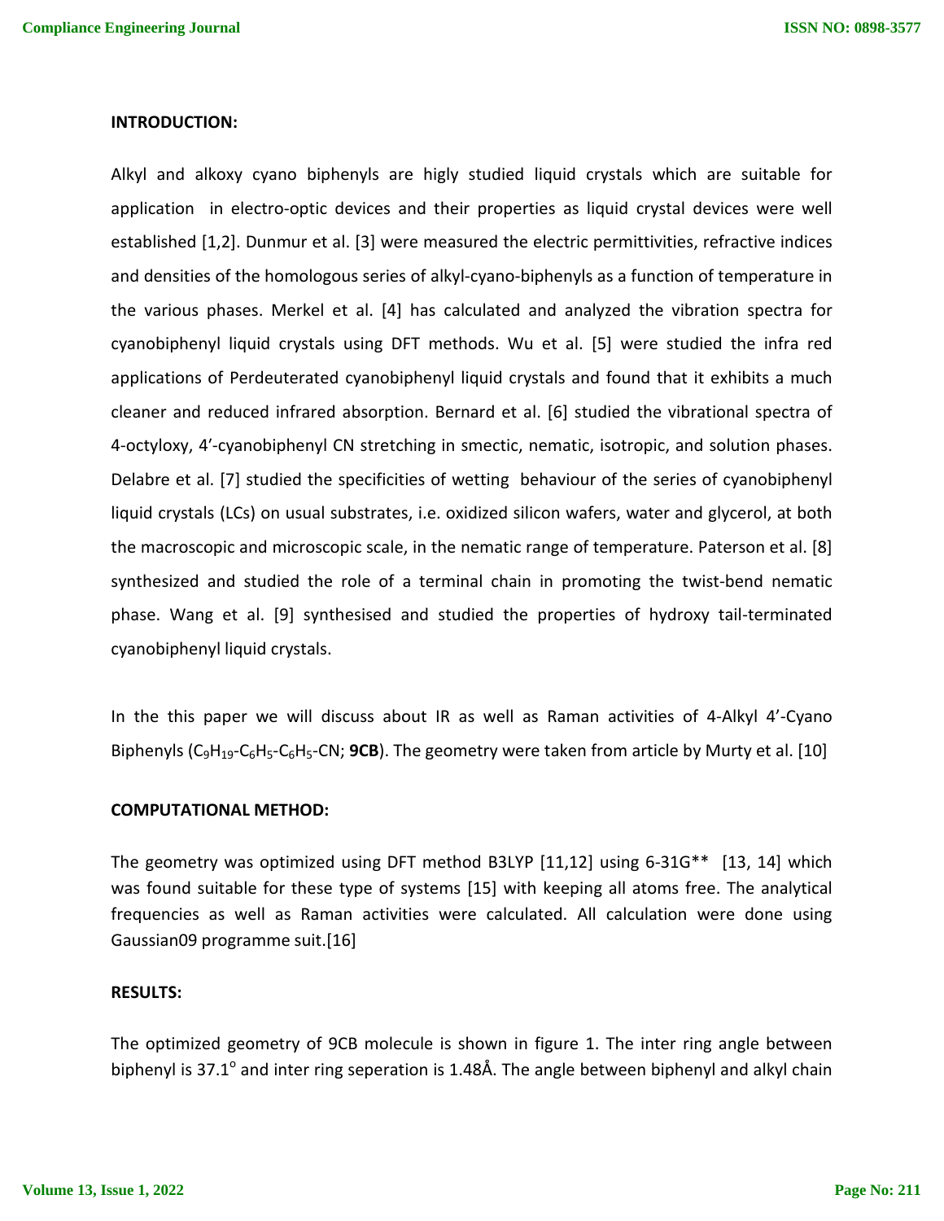**INTRODUCTION:**

Alkyl and alkoxy cyano biphenyls are higly studied liquid crystals which are suitable for application in electro-optic devices and their properties as liquid crystal devices were well established [1,2]. Dunmur et al. [3] were measured the electric permittivities, refractive indices and densities of the homologous series of alkyl-cyano-biphenyls as a function of temperature in the various phases. Merkel et al. [4] has calculated and analyzed the vibration spectra for cyanobiphenyl liquid crystals using DFT methods. Wu et al. [5] were studied the infra red applications of Perdeuterated cyanobiphenyl liquid crystals and found that it exhibits a much cleaner and reduced infrared absorption. Bernard et al. [6] studied the vibrational spectra of 4-octyloxy, 4'-cyanobiphenyl CN stretching in smectic, nematic, isotropic, and solution phases. Delabre et al. [7] studied the specificities of wetting behaviour of the series of cyanobiphenyl liquid crystals (LCs) on usual substrates, i.e. oxidized silicon wafers, water and glycerol, at both the macroscopic and microscopic scale, in the nematic range of temperature. Paterson et al. [8] synthesized and studied the role of a terminal chain in promoting the twist-bend nematic phase. Wang et al. [9] synthesised and studied the properties of hydroxy tail-terminated cyanobiphenyl liquid crystals.

In the this paper we will discuss about IR as well as Raman activities of 4-Alkyl 4'-Cyano Biphenyls ($C_9H_{19}$-$C_6H_5$-$C_6H_5$-CN; **9CB**). The geometry were taken from article by Murty et al. [10]

**COMPUTATIONAL METHOD:**

The geometry was optimized using DFT method B3LYP [11,12] using 6-31G** [13, 14] which was found suitable for these type of systems [15] with keeping all atoms free. The analytical frequencies as well as Raman activities were calculated. All calculation were done using Gaussian09 programme suit.[16]

**RESULTS:**

The optimized geometry of 9CB molecule is shown in figure 1. The inter ring angle between biphenyl is 37.1$^{o}$ and inter ring seperation is 1.48Å. The angle between biphenyl and alkyl chain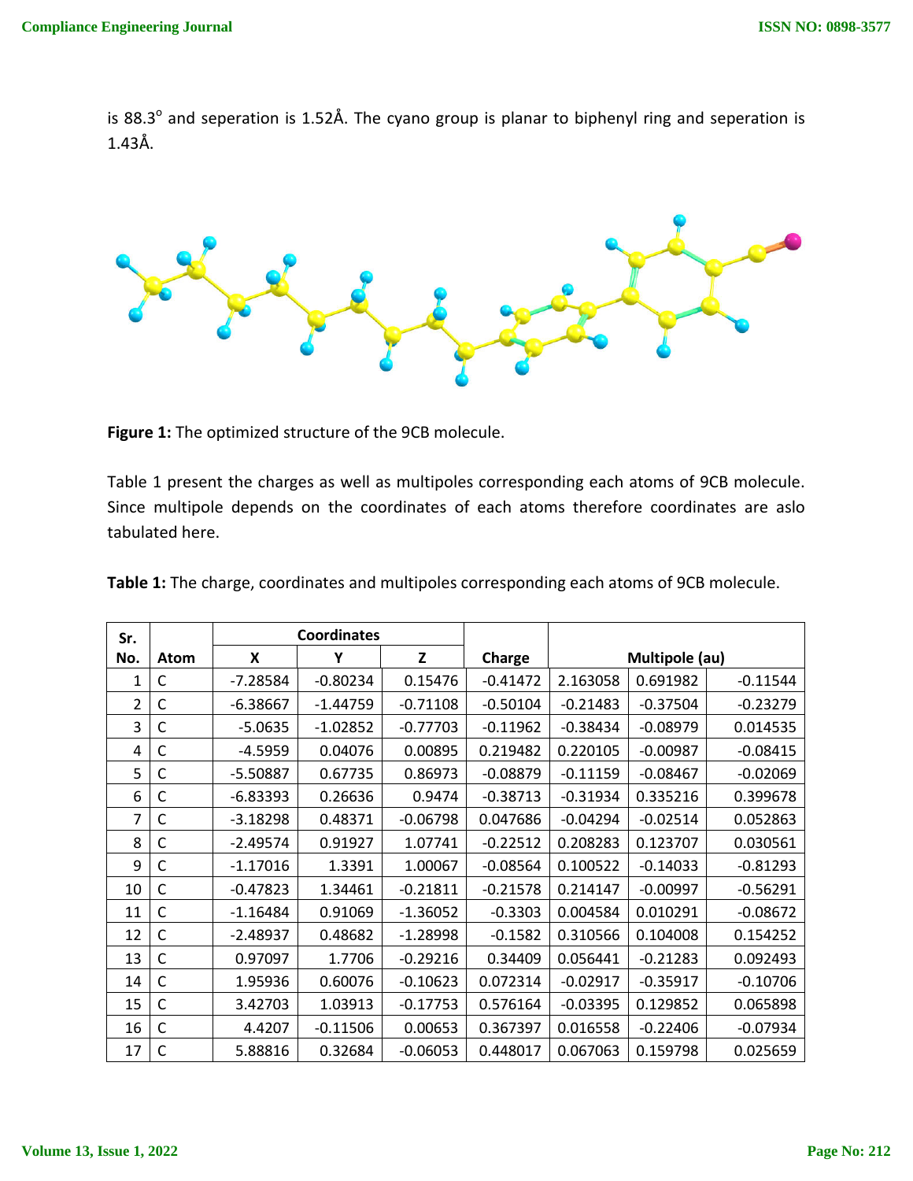is 88.3$^{o}$ and seperation is 1.52Å. The cyano group is planar to biphenyl ring and seperation is 1.43Å.

**Figure 1:** The optimized structure of the 9CB molecule.

Table 1 present the charges as well as multipoles corresponding each atoms of 9CB molecule. Since multipole depends on the coordinates of each atoms therefore coordinates are aslo tabulated here.

**Table 1:** The charge, coordinates and multipoles corresponding each atoms of 9CB molecule.

| Sr. No. | Atom | Coordinates | | | Charge | Multipole (au) | | |
|---|---|---|---|---|---|---|---|---|
| | | X | Y | Z | | | | |
| 1 | C | -7.28584 | -0.80234 | 0.15476 | -0.41472 | 2.163058 | 0.691982 | -0.11544 |
| 2 | C | -6.38667 | -1.44759 | -0.71108 | -0.50104 | -0.21483 | -0.37504 | -0.23279 |
| 3 | C | -5.0635 | -1.02852 | -0.77703 | -0.11962 | -0.38434 | -0.08979 | 0.014535 |
| 4 | C | -4.5959 | 0.04076 | 0.00895 | 0.219482 | 0.220105 | -0.00987 | -0.08415 |
| 5 | C | -5.50887 | 0.67735 | 0.86973 | -0.08879 | -0.11159 | -0.08467 | -0.02069 |
| 6 | C | -6.83393 | 0.26636 | 0.9474 | -0.38713 | -0.31934 | 0.335216 | 0.399678 |
| 7 | C | -3.18298 | 0.48371 | -0.06798 | 0.047686 | -0.04294 | -0.02514 | 0.052863 |
| 8 | C | -2.49574 | 0.91927 | 1.07741 | -0.22512 | 0.208283 | 0.123707 | 0.030561 |
| 9 | C | -1.17016 | 1.3391 | 1.00067 | -0.08564 | 0.100522 | -0.14033 | -0.81293 |
| 10 | C | -0.47823 | 1.34461 | -0.21811 | -0.21578 | 0.214147 | -0.00997 | -0.56291 |
| 11 | C | -1.16484 | 0.91069 | -1.36052 | -0.3303 | 0.004584 | 0.010291 | -0.08672 |
| 12 | C | -2.48937 | 0.48682 | -1.28998 | -0.1582 | 0.310566 | 0.104008 | 0.154252 |
| 13 | C | 0.97097 | 1.7706 | -0.29216 | 0.34409 | 0.056441 | -0.21283 | 0.092493 |
| 14 | C | 1.95936 | 0.60076 | -0.10623 | 0.072314 | -0.02917 | -0.35917 | -0.10706 |
| 15 | C | 3.42703 | 1.03913 | -0.17753 | 0.576164 | -0.03395 | 0.129852 | 0.065898 |
| 16 | C | 4.4207 | -0.11506 | 0.00653 | 0.367397 | 0.016558 | -0.22406 | -0.07934 |
| 17 | C | 5.88816 | 0.32684 | -0.06053 | 0.448017 | 0.067063 | 0.159798 | 0.025659 |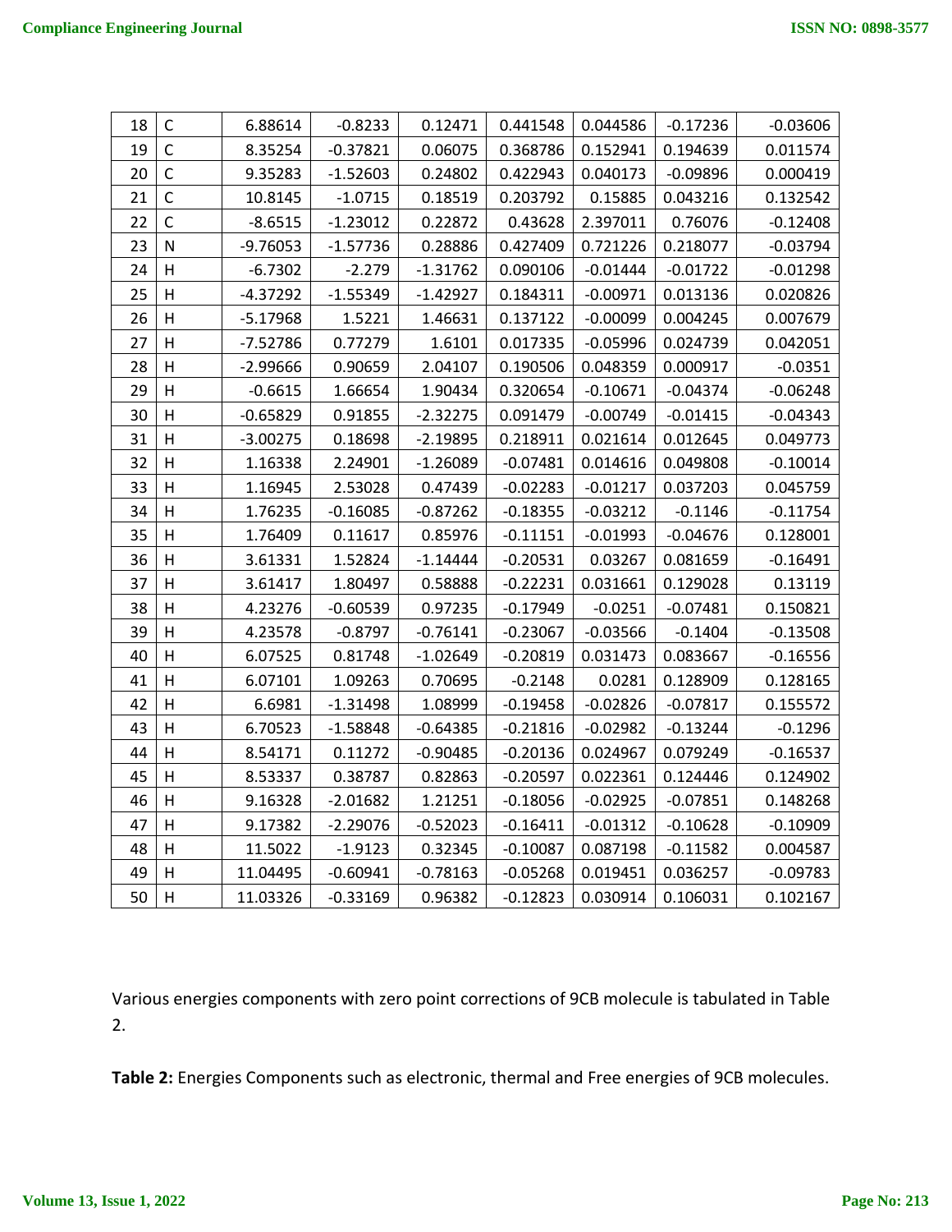| 18 | C | 6.88614 | -0.8233 | 0.12471 | 0.441548 | 0.044586 | -0.17236 | -0.03606 |
|---|---|---|---|---|---|---|---|---|
| 19 | C | 8.35254 | -0.37821 | 0.06075 | 0.368786 | 0.152941 | 0.194639 | 0.011574 |
| 20 | C | 9.35283 | -1.52603 | 0.24802 | 0.422943 | 0.040173 | -0.09896 | 0.000419 |
| 21 | C | 10.8145 | -1.0715 | 0.18519 | 0.203792 | 0.15885 | 0.043216 | 0.132542 |
| 22 | C | -8.6515 | -1.23012 | 0.22872 | 0.43628 | 2.397011 | 0.76076 | -0.12408 |
| 23 | N | -9.76053 | -1.57736 | 0.28886 | 0.427409 | 0.721226 | 0.218077 | -0.03794 |
| 24 | H | -6.7302 | -2.279 | -1.31762 | 0.090106 | -0.01444 | -0.01722 | -0.01298 |
| 25 | H | -4.37292 | -1.55349 | -1.42927 | 0.184311 | -0.00971 | 0.013136 | 0.020826 |
| 26 | H | -5.17968 | 1.5221 | 1.46631 | 0.137122 | -0.00099 | 0.004245 | 0.007679 |
| 27 | H | -7.52786 | 0.77279 | 1.6101 | 0.017335 | -0.05996 | 0.024739 | 0.042051 |
| 28 | H | -2.99666 | 0.90659 | 2.04107 | 0.190506 | 0.048359 | 0.000917 | -0.0351 |
| 29 | H | -0.6615 | 1.66654 | 1.90434 | 0.320654 | -0.10671 | -0.04374 | -0.06248 |
| 30 | H | -0.65829 | 0.91855 | -2.32275 | 0.091479 | -0.00749 | -0.01415 | -0.04343 |
| 31 | H | -3.00275 | 0.18698 | -2.19895 | 0.218911 | 0.021614 | 0.012645 | 0.049773 |
| 32 | H | 1.16338 | 2.24901 | -1.26089 | -0.07481 | 0.014616 | 0.049808 | -0.10014 |
| 33 | H | 1.16945 | 2.53028 | 0.47439 | -0.02283 | -0.01217 | 0.037203 | 0.045759 |
| 34 | H | 1.76235 | -0.16085 | -0.87262 | -0.18355 | -0.03212 | -0.1146 | -0.11754 |
| 35 | H | 1.76409 | 0.11617 | 0.85976 | -0.11151 | -0.01993 | -0.04676 | 0.128001 |
| 36 | H | 3.61331 | 1.52824 | -1.14444 | -0.20531 | 0.03267 | 0.081659 | -0.16491 |
| 37 | H | 3.61417 | 1.80497 | 0.58888 | -0.22231 | 0.031661 | 0.129028 | 0.13119 |
| 38 | H | 4.23276 | -0.60539 | 0.97235 | -0.17949 | -0.0251 | -0.07481 | 0.150821 |
| 39 | H | 4.23578 | -0.8797 | -0.76141 | -0.23067 | -0.03566 | -0.1404 | -0.13508 |
| 40 | H | 6.07525 | 0.81748 | -1.02649 | -0.20819 | 0.031473 | 0.083667 | -0.16556 |
| 41 | H | 6.07101 | 1.09263 | 0.70695 | -0.2148 | 0.0281 | 0.128909 | 0.128165 |
| 42 | H | 6.6981 | -1.31498 | 1.08999 | -0.19458 | -0.02826 | -0.07817 | 0.155572 |
| 43 | H | 6.70523 | -1.58848 | -0.64385 | -0.21816 | -0.02982 | -0.13244 | -0.1296 |
| 44 | H | 8.54171 | 0.11272 | -0.90485 | -0.20136 | 0.024967 | 0.079249 | -0.16537 |
| 45 | H | 8.53337 | 0.38787 | 0.82863 | -0.20597 | 0.022361 | 0.124446 | 0.124902 |
| 46 | H | 9.16328 | -2.01682 | 1.21251 | -0.18056 | -0.02925 | -0.07851 | 0.148268 |
| 47 | H | 9.17382 | -2.29076 | -0.52023 | -0.16411 | -0.01312 | -0.10628 | -0.10909 |
| 48 | H | 11.5022 | -1.9123 | 0.32345 | -0.10087 | 0.087198 | -0.11582 | 0.004587 |
| 49 | H | 11.04495 | -0.60941 | -0.78163 | -0.05268 | 0.019451 | 0.036257 | -0.09783 |
| 50 | H | 11.03326 | -0.33169 | 0.96382 | -0.12823 | 0.030914 | 0.106031 | 0.102167 |

Various energies components with zero point corrections of 9CB molecule is tabulated in Table 2.

**Table 2:** Energies Components such as electronic, thermal and Free energies of 9CB molecules.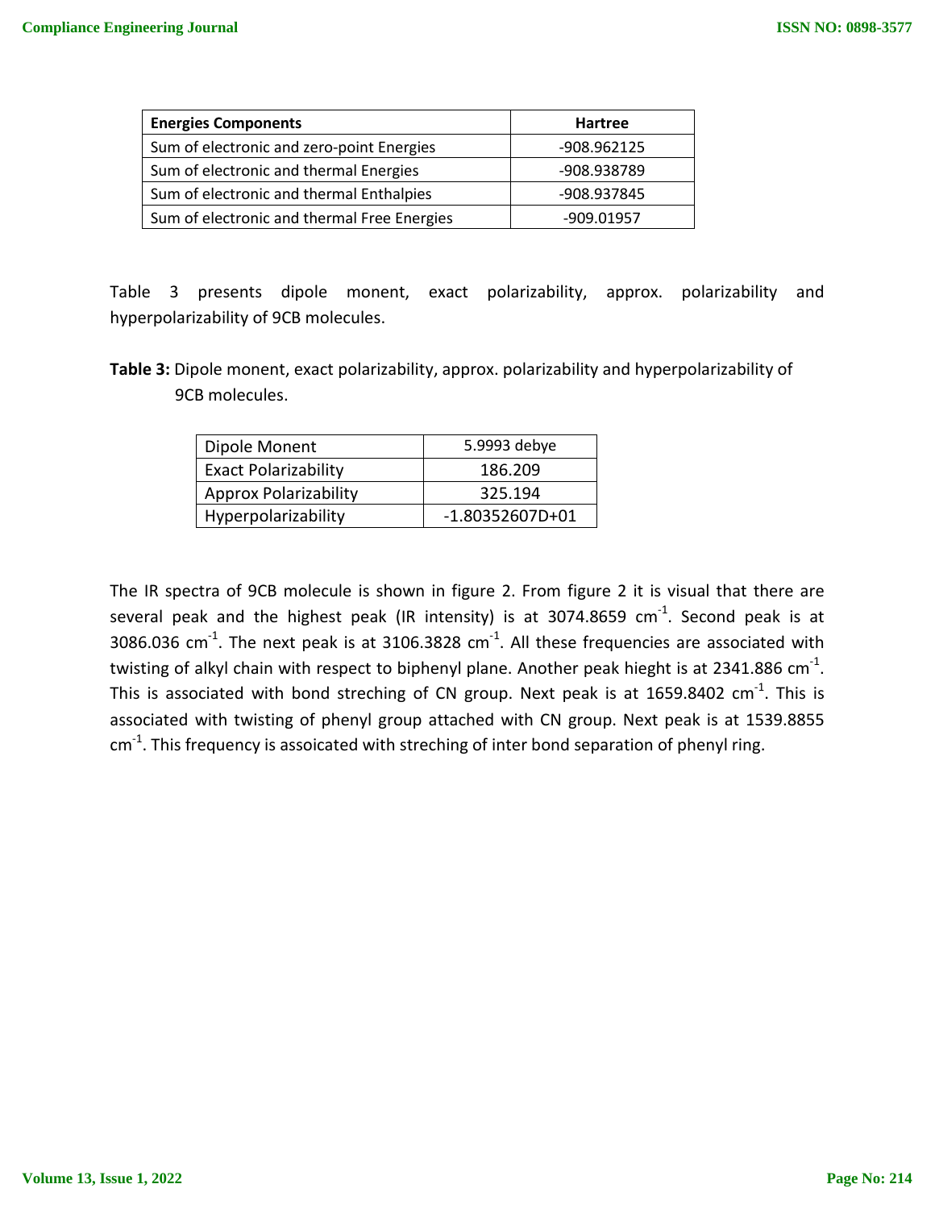| Energies Components | Hartree |
| --- | --- |
| Sum of electronic and zero-point Energies | -908.962125 |
| Sum of electronic and thermal Energies | -908.938789 |
| Sum of electronic and thermal Enthalpies | -908.937845 |
| Sum of electronic and thermal Free Energies | -909.01957 |

Table 3 presents dipole monent, exact polarizability, approx. polarizability and hyperpolarizability of 9CB molecules.

**Table 3:** Dipole monent, exact polarizability, approx. polarizability and hyperpolarizability of 9CB molecules.

| Dipole Monent | 5.9993 debye |
| --- | --- |
| Exact Polarizability | 186.209 |
| Approx Polarizability | 325.194 |
| Hyperpolarizability | -1.80352607D+01 |

The IR spectra of 9CB molecule is shown in figure 2. From figure 2 it is visual that there are several peak and the highest peak (IR intensity) is at 3074.8659 $cm^{-1}$. Second peak is at 3086.036 $cm^{-1}$. The next peak is at 3106.3828 $cm^{-1}$. All these frequencies are associated with twisting of alkyl chain with respect to biphenyl plane. Another peak hieght is at 2341.886 $cm^{-1}$. This is associated with bond streching of CN group. Next peak is at 1659.8402 $cm^{-1}$. This is associated with twisting of phenyl group attached with CN group. Next peak is at 1539.8855 $cm^{-1}$. This frequency is assoicated with streching of inter bond separation of phenyl ring.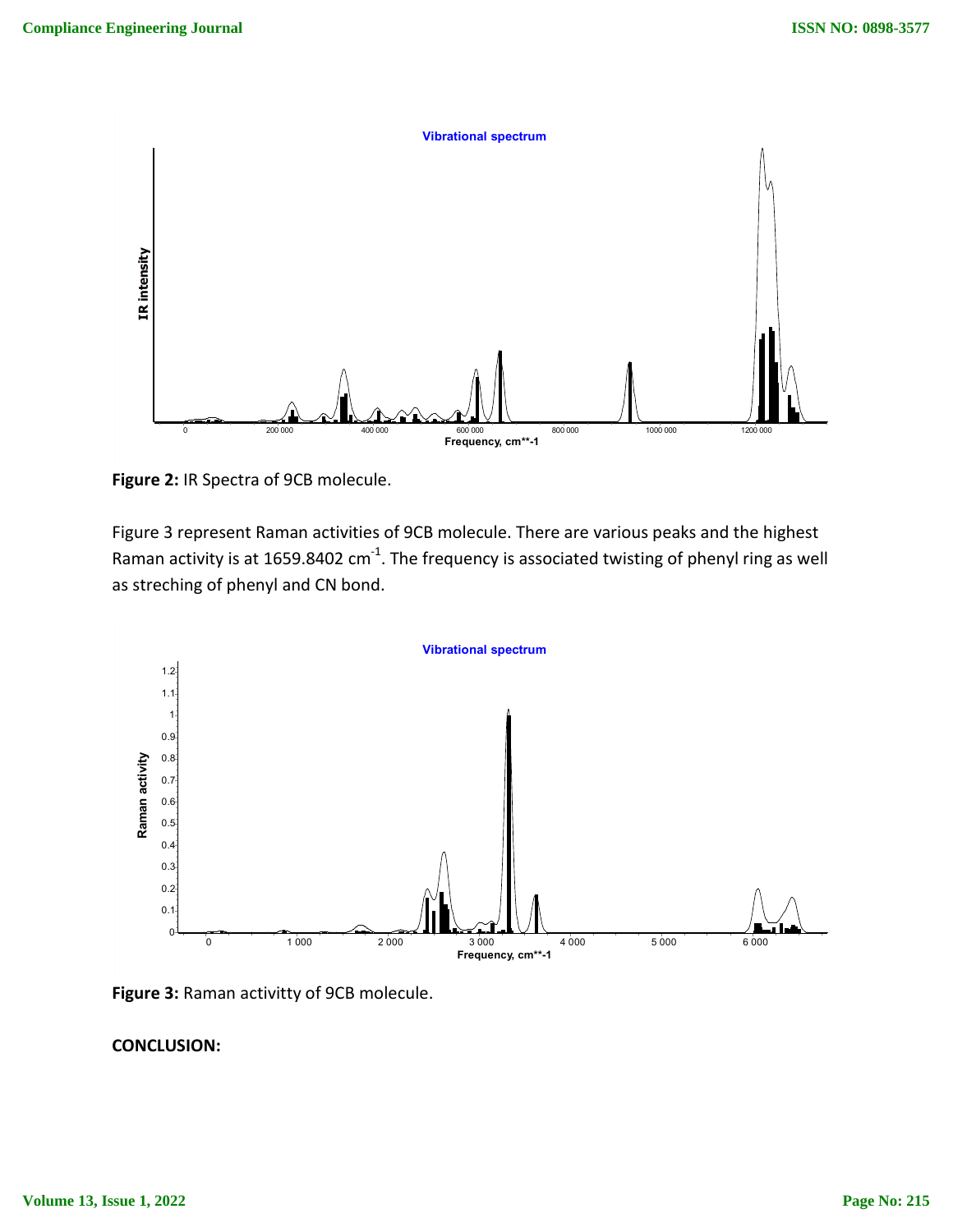**Figure 2:** IR Spectra of 9CB molecule.

Figure 3 represent Raman activities of 9CB molecule. There are various peaks and the highest Raman activity is at 1659.8402 $cm^{-1}$. The frequency is associated twisting of phenyl ring as well as streching of phenyl and CN bond.

**Figure 3:** Raman activitty of 9CB molecule.

**CONCLUSION:**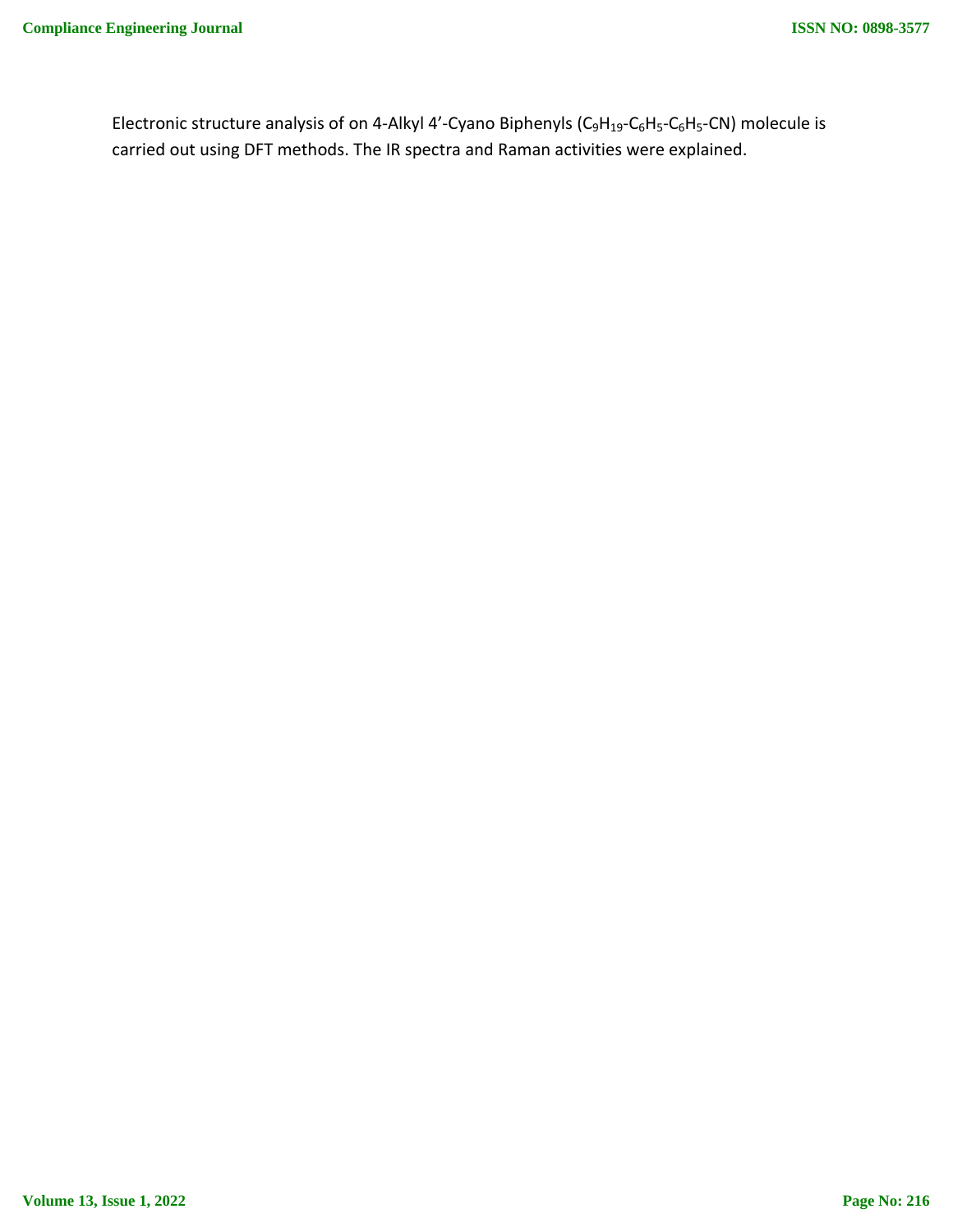Electronic structure analysis of on 4-Alkyl 4’-Cyano Biphenyls ($C_9H_{19}$-$C_6H_5$-$C_6H_5$-CN) molecule is carried out using DFT methods. The IR spectra and Raman activities were explained.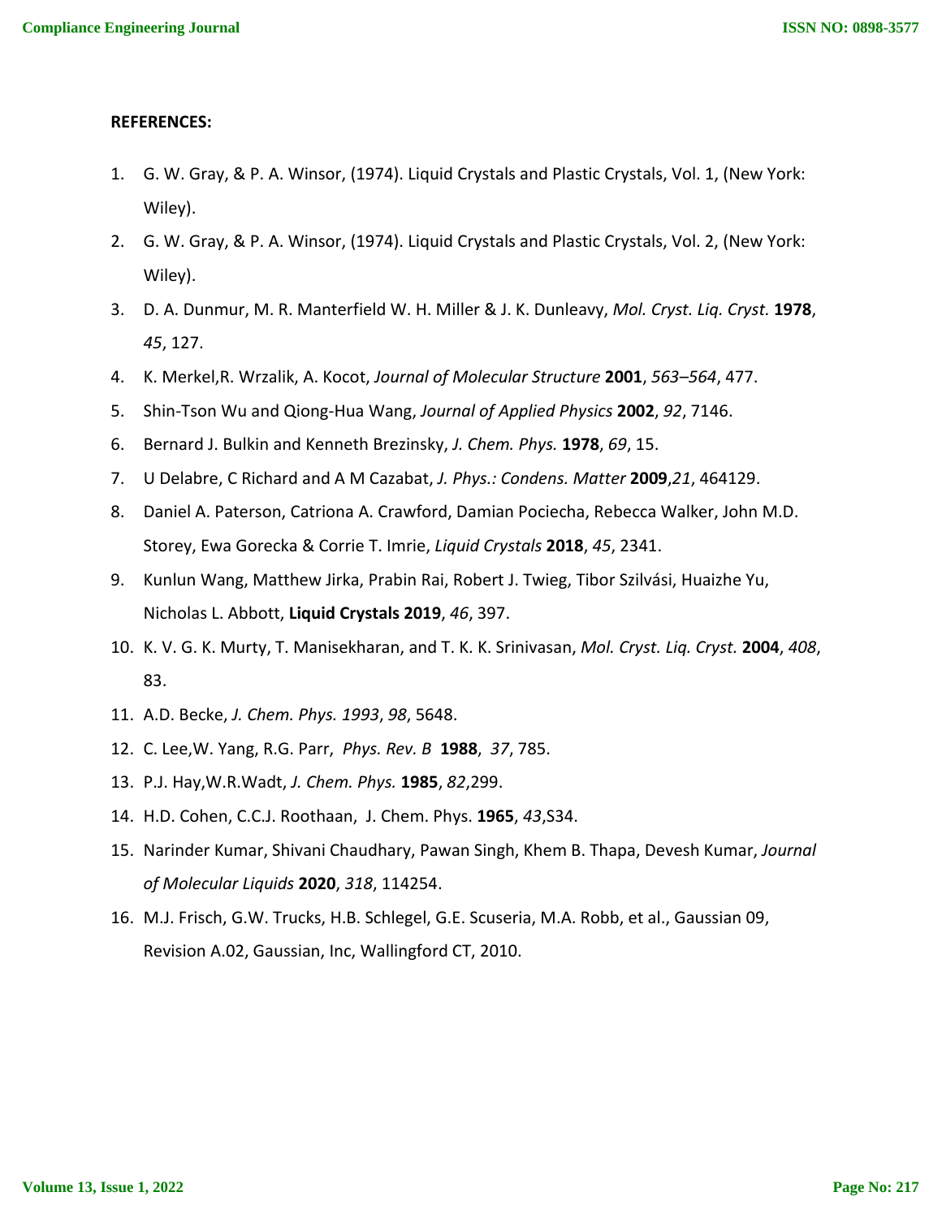**REFERENCES:**

1. G. W. Gray, & P. A. Winsor, (1974). Liquid Crystals and Plastic Crystals, Vol. 1, (New York: Wiley).
2. G. W. Gray, & P. A. Winsor, (1974). Liquid Crystals and Plastic Crystals, Vol. 2, (New York: Wiley).
3. D. A. Dunmur, M. R. Manterfield W. H. Miller & J. K. Dunleavy, *Mol. Cryst. Liq. Cryst.* **1978**, *45*, 127.
4. K. Merkel,R. Wrzalik, A. Kocot, *Journal of Molecular Structure* **2001**, *563–564*, 477.
5. Shin-Tson Wu and Qiong-Hua Wang, *Journal of Applied Physics* **2002**, *92*, 7146.
6. Bernard J. Bulkin and Kenneth Brezinsky, *J. Chem. Phys.* **1978**, *69*, 15.
7. U Delabre, C Richard and A M Cazabat, *J. Phys.: Condens. Matter* **2009**,*21*, 464129.
8. Daniel A. Paterson, Catriona A. Crawford, Damian Pociecha, Rebecca Walker, John M.D. Storey, Ewa Gorecka & Corrie T. Imrie, *Liquid Crystals* **2018**, *45*, 2341.
9. Kunlun Wang, Matthew Jirka, Prabin Rai, Robert J. Twieg, Tibor Szilvási, Huaizhe Yu, Nicholas L. Abbott, **Liquid Crystals 2019**, *46*, 397.
10. K. V. G. K. Murty, T. Manisekharan, and T. K. K. Srinivasan, *Mol. Cryst. Liq. Cryst.* **2004**, *408*, 83.
11. A.D. Becke, *J. Chem. Phys. 1993*, *98*, 5648.
12. C. Lee,W. Yang, R.G. Parr, *Phys. Rev. B* **1988**, *37*, 785.
13. P.J. Hay,W.R.Wadt, *J. Chem. Phys.* **1985**, *82*,299.
14. H.D. Cohen, C.C.J. Roothaan, J. Chem. Phys. **1965**, *43*,S34.
15. Narinder Kumar, Shivani Chaudhary, Pawan Singh, Khem B. Thapa, Devesh Kumar, *Journal of Molecular Liquids* **2020**, *318*, 114254.
16. M.J. Frisch, G.W. Trucks, H.B. Schlegel, G.E. Scuseria, M.A. Robb, et al., Gaussian 09, Revision A.02, Gaussian, Inc, Wallingford CT, 2010.